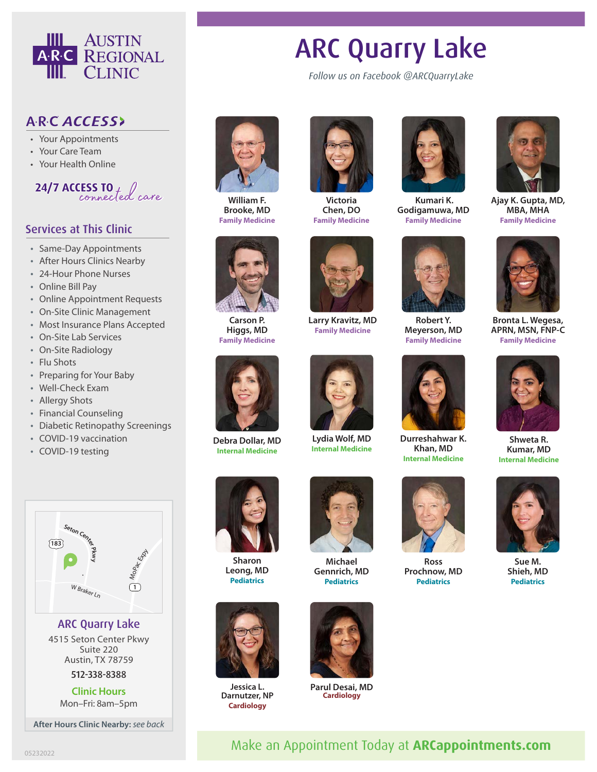# Austin Regional Clinic

## A·R·C ACCESS

- Your Appointments
- Your Care Team
- Your Health Online

24/7 ACCESS TO *connected care*

## Services at This Clinic

- Same-Day Appointments
- After Hours Clinics Nearby
- 24-Hour Phone Nurses
- Online Bill Pay
- Online Appointment Requests
- On-Site Clinic Management
- Most Insurance Plans Accepted
- On-Site Lab Services
- On-Site Radiology
- Flu Shots
- Preparing for Your Baby
- Well-Check Exam
- Allergy Shots
- Financial Counseling
- Diabetic Retinopathy Screenings
- COVID-19 vaccination
- COVID-19 testing

Seton Center Pkwy, 183, MoPac Expy, 1, W Braker Ln

### ARC Quarry Lake

4515 Seton Center Pkwy
Suite 220
Austin, TX 78759

512-338-8388

**Clinic Hours**
Mon–Fri: 8am–5pm

**After Hours Clinic Nearby:** *see back*

05232022

# ARC Quarry Lake

*Follow us on Facebook @ARCQuarryLake*

**William F. Brooke, MD**
Family Medicine

**Victoria Chen, DO**
Family Medicine

**Kumari K. Godigamuwa, MD**
Family Medicine

**Ajay K. Gupta, MD, MBA, MHA**
Family Medicine

**Carson P. Higgs, MD**
Family Medicine

**Larry Kravitz, MD**
Family Medicine

**Robert Y. Meyerson, MD**
Family Medicine

**Bronta L. Wegesa, APRN, MSN, FNP-C**
Family Medicine

**Debra Dollar, MD**
Internal Medicine

**Lydia Wolf, MD**
Internal Medicine

**Durreshahwar K. Khan, MD**
Internal Medicine

**Shweta R. Kumar, MD**
Internal Medicine

**Sharon Leong, MD**
Pediatrics

**Michael Gennrich, MD**
Pediatrics

**Ross Prochnow, MD**
Pediatrics

**Sue M. Shieh, MD**
Pediatrics

**Jessica L. Darnutzer, NP**
Cardiology

**Parul Desai, MD**
Cardiology

Make an Appointment Today at **ARCappointments.com**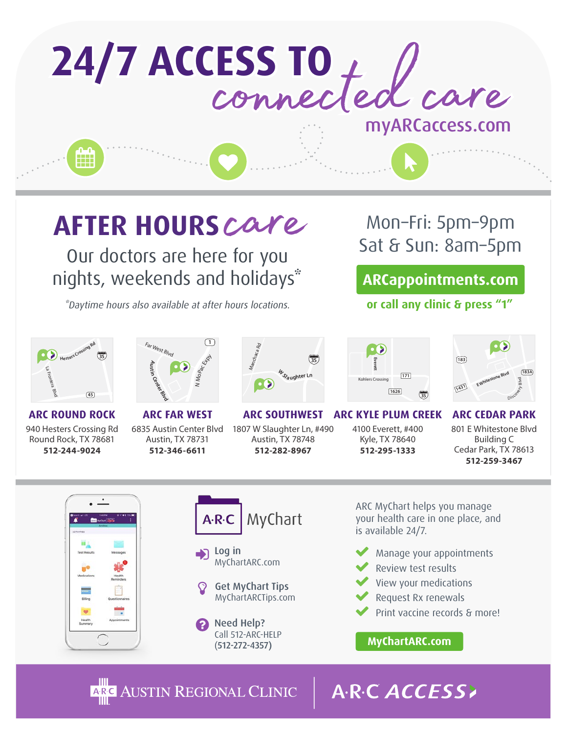# 24/7 ACCESS TO connected care

myARCaccess.com

## AFTER HOURS care

Our doctors are here for you nights, weekends and holidays*

*Daytime hours also available at after hours locations.

Mon–Fri: 5pm–9pm
Sat & Sun: 8am–5pm

**ARCappointments.com**

**or call any clinic & press "1"**

### ARC ROUND ROCK

940 Hesters Crossing Rd
Round Rock, TX 78681
**512-244-9024**

### ARC FAR WEST

6835 Austin Center Blvd
Austin, TX 78731
**512-346-6611**

### ARC SOUTHWEST

1807 W Slaughter Ln, #490
Austin, TX 78748
**512-282-8967**

### ARC KYLE PLUM CREEK

4100 Everett, #400
Kyle, TX 78640
**512-295-1333**

### ARC CEDAR PARK

801 E Whitestone Blvd
Building C
Cedar Park, TX 78613
**512-259-3467**

## A·R·C MyChart

**Log in**
MyChartARC.com

**Get MyChart Tips**
MyChartARCTips.com

**Need Help?**
Call 512-ARC-HELP
(512-272-4357)

ARC MyChart helps you manage your health care in one place, and is available 24/7.

- Manage your appointments
- Review test results
- View your medications
- Request Rx renewals
- Print vaccine records & more!

**MyChartARC.com**

AUSTIN REGIONAL CLINIC | A·R·C ACCESS